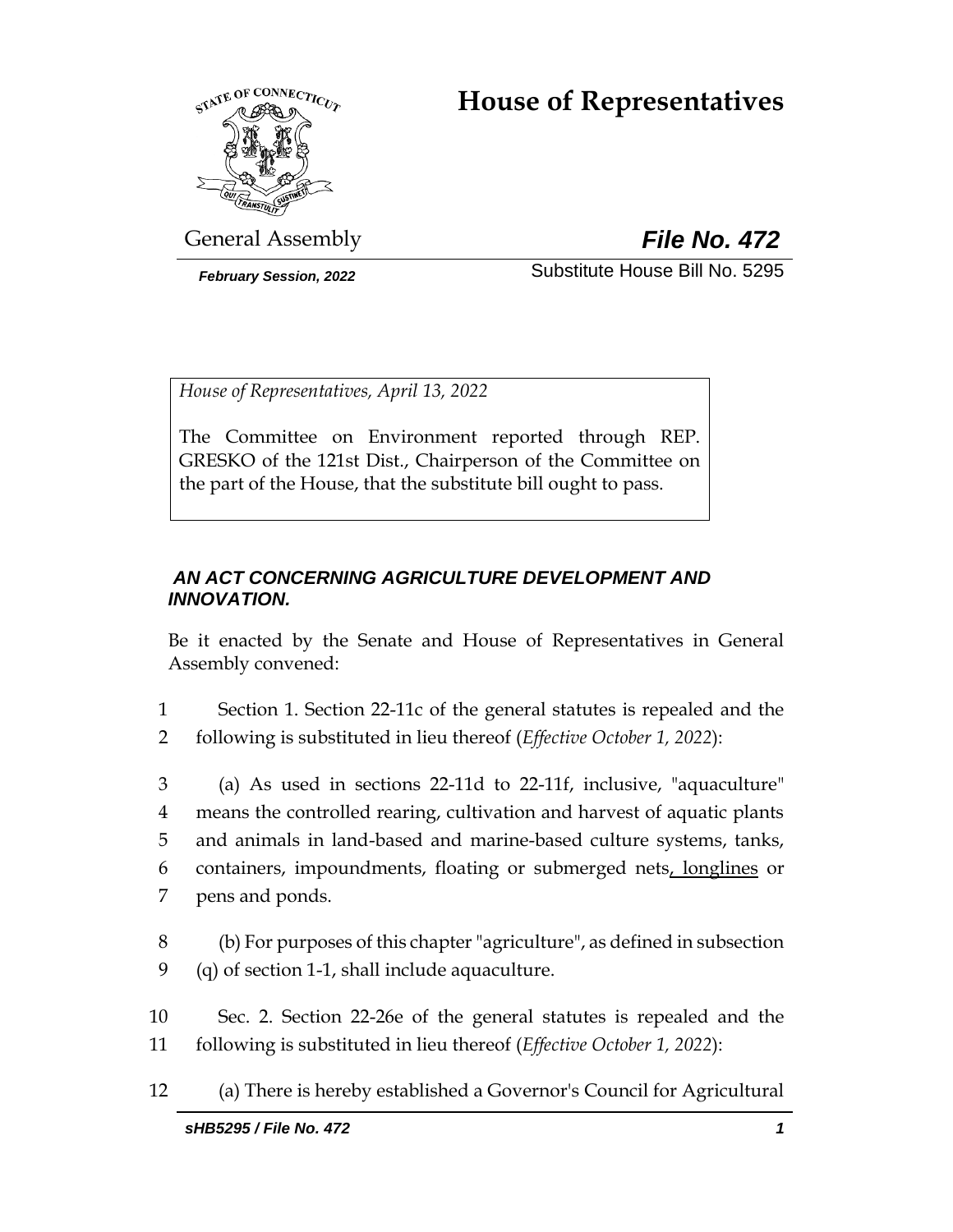# House of Representatives

General Assembly **File No. 472**

*February Session, 2022* Substitute House Bill No. 5295

*House of Representatives, April 13, 2022*

The Committee on Environment reported through REP. GRESKO of the 121st Dist., Chairperson of the Committee on the part of the House, that the substitute bill ought to pass.

***AN ACT CONCERNING AGRICULTURE DEVELOPMENT AND INNOVATION.***

Be it enacted by the Senate and House of Representatives in General Assembly convened:

1 Section 1. Section 22-11c of the general statutes is repealed and the
2 following is substituted in lieu thereof (*Effective October 1, 2022*):

3 (a) As used in sections 22-11d to 22-11f, inclusive, "aquaculture"
4 means the controlled rearing, cultivation and harvest of aquatic plants
5 and animals in land-based and marine-based culture systems, tanks,
6 containers, impoundments, floating or submerged nets<u>, longlines</u> or
7 pens and ponds.

8 (b) For purposes of this chapter "agriculture", as defined in subsection
9 (q) of section 1-1, shall include aquaculture.

10 Sec. 2. Section 22-26e of the general statutes is repealed and the
11 following is substituted in lieu thereof (*Effective October 1, 2022*):

12 (a) There is hereby established a Governor's Council for Agricultural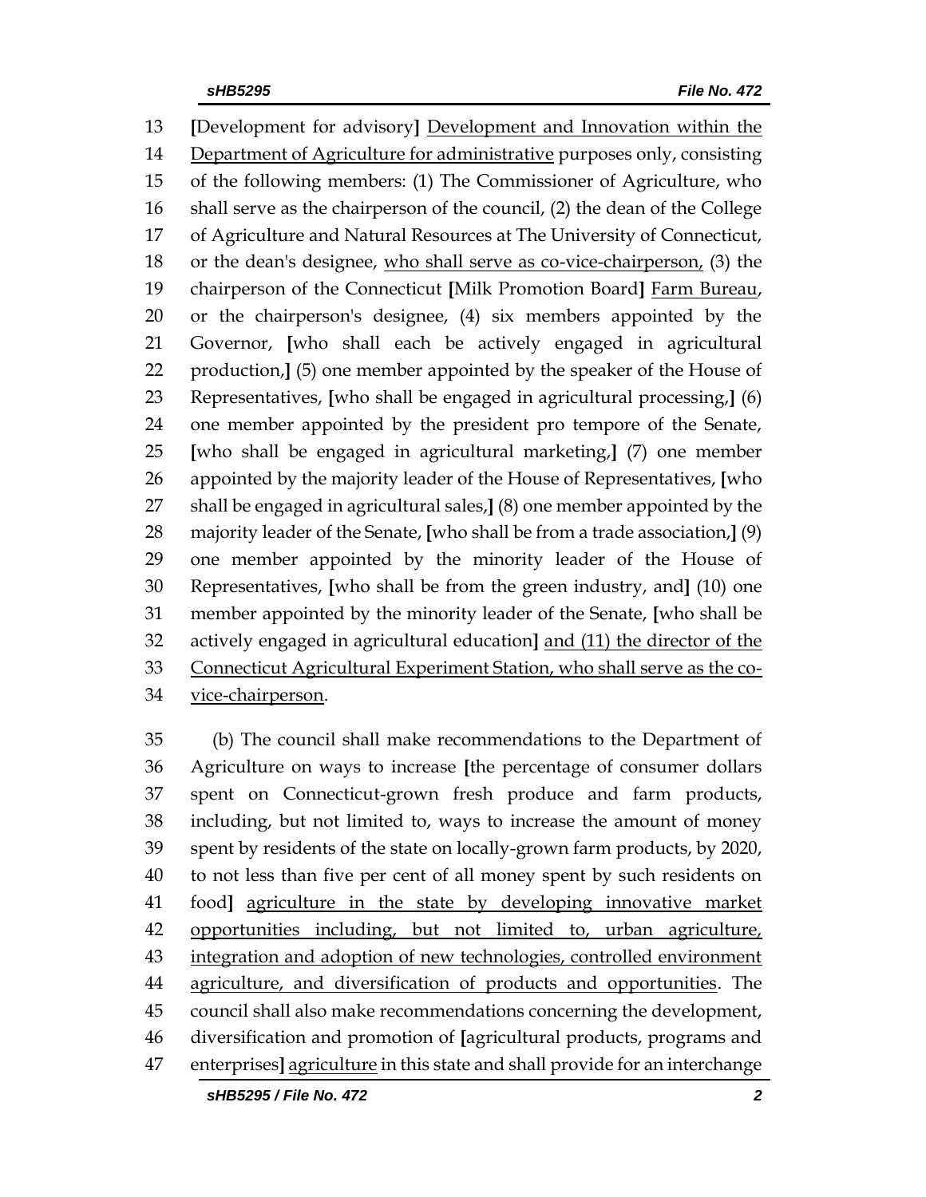13 [Development for advisory] <u>Development and Innovation within the</u>
14 <u>Department of Agriculture for administrative</u> purposes only, consisting
15 of the following members: (1) The Commissioner of Agriculture, who
16 shall serve as the chairperson of the council, (2) the dean of the College
17 of Agriculture and Natural Resources at The University of Connecticut,
18 or the dean's designee, <u>who shall serve as co-vice-chairperson,</u> (3) the
19 chairperson of the Connecticut [Milk Promotion Board] <u>Farm Bureau</u>,
20 or the chairperson's designee, (4) six members appointed by the
21 Governor, [who shall each be actively engaged in agricultural
22 production,] (5) one member appointed by the speaker of the House of
23 Representatives, [who shall be engaged in agricultural processing,] (6)
24 one member appointed by the president pro tempore of the Senate,
25 [who shall be engaged in agricultural marketing,] (7) one member
26 appointed by the majority leader of the House of Representatives, [who
27 shall be engaged in agricultural sales,] (8) one member appointed by the
28 majority leader of the Senate, [who shall be from a trade association,] (9)
29 one member appointed by the minority leader of the House of
30 Representatives, [who shall be from the green industry, and] (10) one
31 member appointed by the minority leader of the Senate, [who shall be
32 actively engaged in agricultural education] <u>and (11) the director of the</u>
33 <u>Connecticut Agricultural Experiment Station, who shall serve as the co-</u>
34 <u>vice-chairperson</u>.

35 (b) The council shall make recommendations to the Department of
36 Agriculture on ways to increase [the percentage of consumer dollars
37 spent on Connecticut-grown fresh produce and farm products,
38 including, but not limited to, ways to increase the amount of money
39 spent by residents of the state on locally-grown farm products, by 2020,
40 to not less than five per cent of all money spent by such residents on
41 food] <u>agriculture in the state by developing innovative market</u>
42 <u>opportunities including, but not limited to, urban agriculture,</u>
43 <u>integration and adoption of new technologies, controlled environment</u>
44 <u>agriculture, and diversification of products and opportunities</u>. The
45 council shall also make recommendations concerning the development,
46 diversification and promotion of [agricultural products, programs and
47 enterprises] <u>agriculture</u> in this state and shall provide for an interchange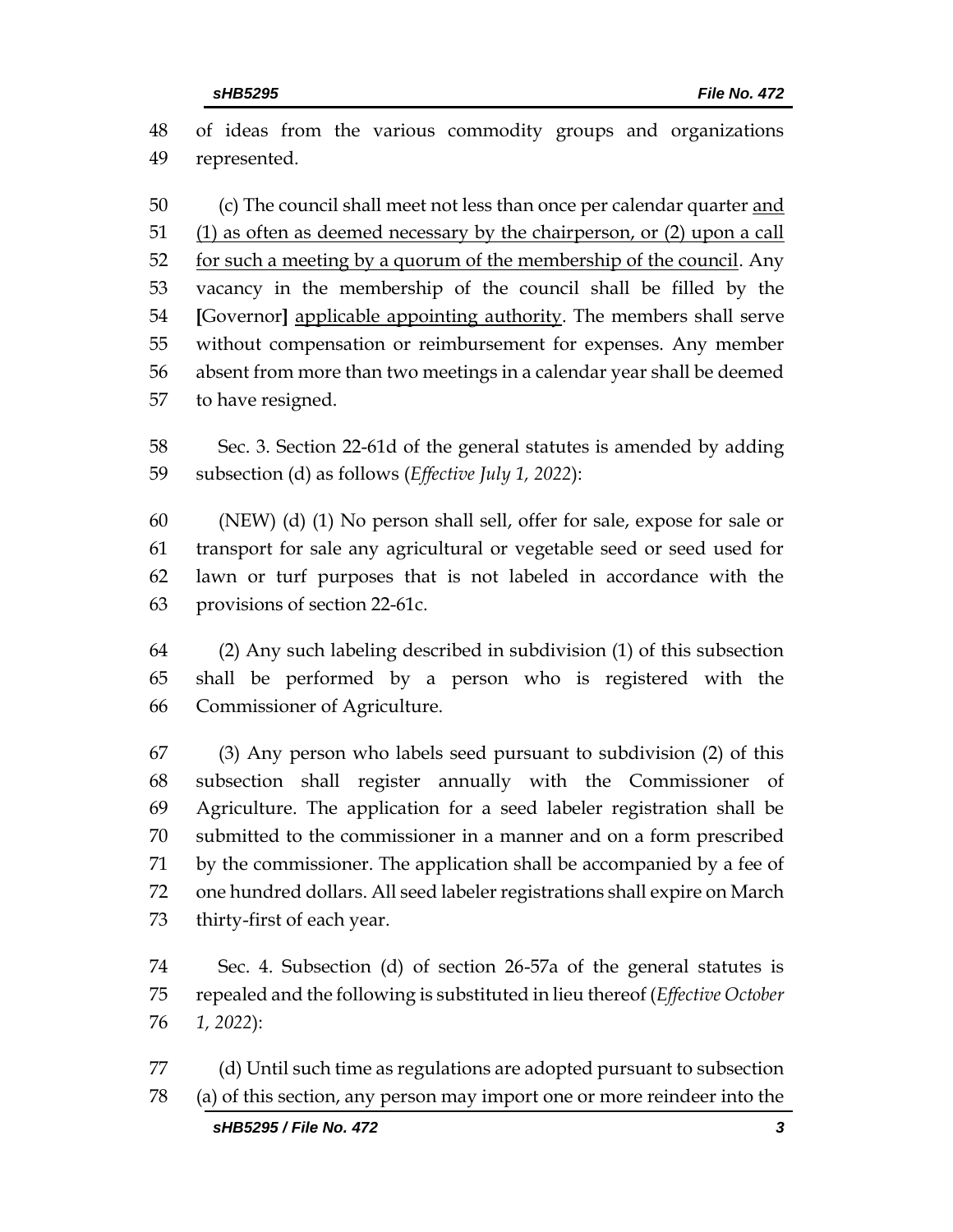of ideas from the various commodity groups and organizations represented.

(c) The council shall meet not less than once per calendar quarter <u>and (1) as often as deemed necessary by the chairperson, or (2) upon a call for such a meeting by a quorum of the membership of the council</u>. Any vacancy in the membership of the council shall be filled by the **[**Governor**]** <u>applicable appointing authority</u>. The members shall serve without compensation or reimbursement for expenses. Any member absent from more than two meetings in a calendar year shall be deemed to have resigned.

Sec. 3. Section 22-61d of the general statutes is amended by adding subsection (d) as follows (*Effective July 1, 2022*):

(NEW) (d) (1) No person shall sell, offer for sale, expose for sale or transport for sale any agricultural or vegetable seed or seed used for lawn or turf purposes that is not labeled in accordance with the provisions of section 22-61c.

(2) Any such labeling described in subdivision (1) of this subsection shall be performed by a person who is registered with the Commissioner of Agriculture.

(3) Any person who labels seed pursuant to subdivision (2) of this subsection shall register annually with the Commissioner of Agriculture. The application for a seed labeler registration shall be submitted to the commissioner in a manner and on a form prescribed by the commissioner. The application shall be accompanied by a fee of one hundred dollars. All seed labeler registrations shall expire on March thirty-first of each year.

Sec. 4. Subsection (d) of section 26-57a of the general statutes is repealed and the following is substituted in lieu thereof (*Effective October 1, 2022*):

(d) Until such time as regulations are adopted pursuant to subsection (a) of this section, any person may import one or more reindeer into the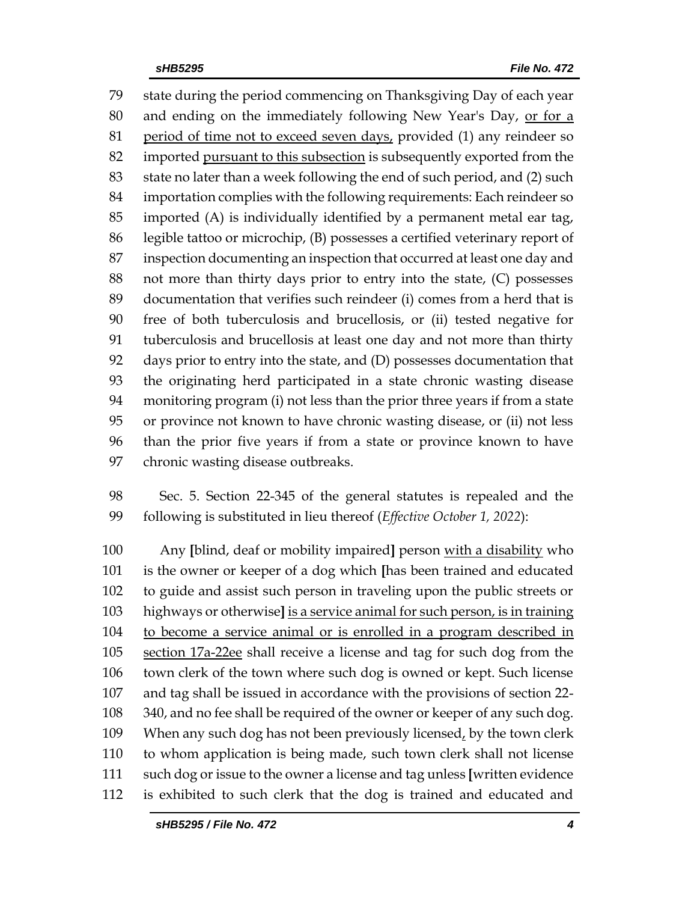state during the period commencing on Thanksgiving Day of each year and ending on the immediately following New Year's Day, <u>or for a period of time not to exceed seven days,</u> provided (1) any reindeer so imported <u>pursuant to this subsection</u> is subsequently exported from the state no later than a week following the end of such period, and (2) such importation complies with the following requirements: Each reindeer so imported (A) is individually identified by a permanent metal ear tag, legible tattoo or microchip, (B) possesses a certified veterinary report of inspection documenting an inspection that occurred at least one day and not more than thirty days prior to entry into the state, (C) possesses documentation that verifies such reindeer (i) comes from a herd that is free of both tuberculosis and brucellosis, or (ii) tested negative for tuberculosis and brucellosis at least one day and not more than thirty days prior to entry into the state, and (D) possesses documentation that the originating herd participated in a state chronic wasting disease monitoring program (i) not less than the prior three years if from a state or province not known to have chronic wasting disease, or (ii) not less than the prior five years if from a state or province known to have chronic wasting disease outbreaks.

Sec. 5. Section 22-345 of the general statutes is repealed and the following is substituted in lieu thereof (*Effective October 1, 2022*):

Any **[**blind, deaf or mobility impaired**]** person <u>with a disability</u> who is the owner or keeper of a dog which **[**has been trained and educated to guide and assist such person in traveling upon the public streets or highways or otherwise**]** <u>is a service animal for such person, is in training to become a service animal or is enrolled in a program described in section 17a-22ee</u> shall receive a license and tag for such dog from the town clerk of the town where such dog is owned or kept. Such license and tag shall be issued in accordance with the provisions of section 22-340, and no fee shall be required of the owner or keeper of any such dog. When any such dog has not been previously licensed<u>,</u> by the town clerk to whom application is being made, such town clerk shall not license such dog or issue to the owner a license and tag unless **[**written evidence is exhibited to such clerk that the dog is trained and educated and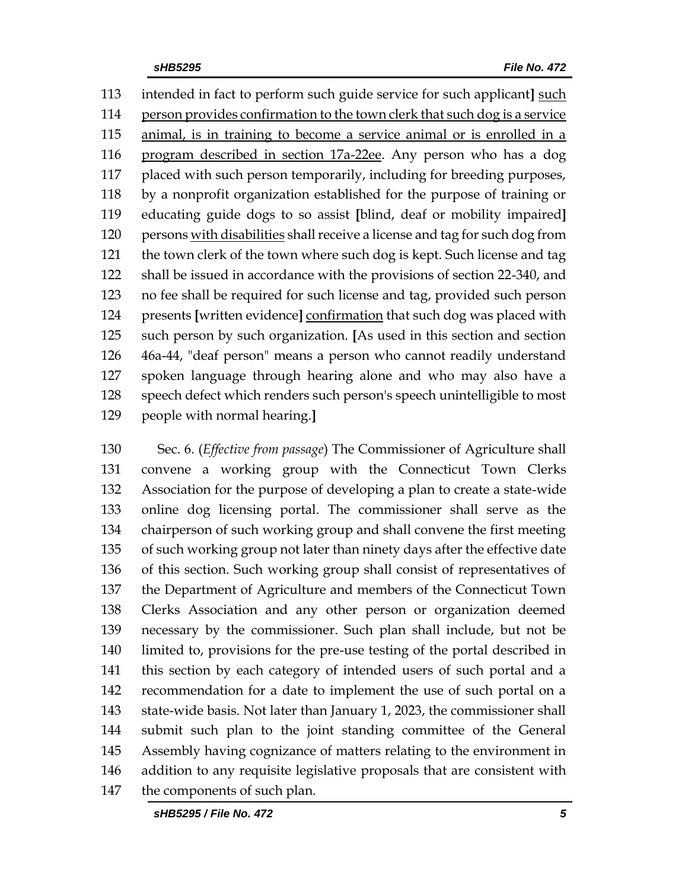113 intended in fact to perform such guide service for such applicant] <u>such</u>
114 <u>person provides confirmation to the town clerk that such dog is a service</u>
115 <u>animal, is in training to become a service animal or is enrolled in a</u>
116 <u>program described in section 17a-22ee</u>. Any person who has a dog
117 placed with such person temporarily, including for breeding purposes,
118 by a nonprofit organization established for the purpose of training or
119 educating guide dogs to so assist [blind, deaf or mobility impaired]
120 persons <u>with disabilities</u> shall receive a license and tag for such dog from
121 the town clerk of the town where such dog is kept. Such license and tag
122 shall be issued in accordance with the provisions of section 22-340, and
123 no fee shall be required for such license and tag, provided such person
124 presents [written evidence] <u>confirmation</u> that such dog was placed with
125 such person by such organization. [As used in this section and section
126 46a-44, "deaf person" means a person who cannot readily understand
127 spoken language through hearing alone and who may also have a
128 speech defect which renders such person's speech unintelligible to most
129 people with normal hearing.]

130 Sec. 6. (*Effective from passage*) The Commissioner of Agriculture shall
131 convene a working group with the Connecticut Town Clerks
132 Association for the purpose of developing a plan to create a state-wide
133 online dog licensing portal. The commissioner shall serve as the
134 chairperson of such working group and shall convene the first meeting
135 of such working group not later than ninety days after the effective date
136 of this section. Such working group shall consist of representatives of
137 the Department of Agriculture and members of the Connecticut Town
138 Clerks Association and any other person or organization deemed
139 necessary by the commissioner. Such plan shall include, but not be
140 limited to, provisions for the pre-use testing of the portal described in
141 this section by each category of intended users of such portal and a
142 recommendation for a date to implement the use of such portal on a
143 state-wide basis. Not later than January 1, 2023, the commissioner shall
144 submit such plan to the joint standing committee of the General
145 Assembly having cognizance of matters relating to the environment in
146 addition to any requisite legislative proposals that are consistent with
147 the components of such plan.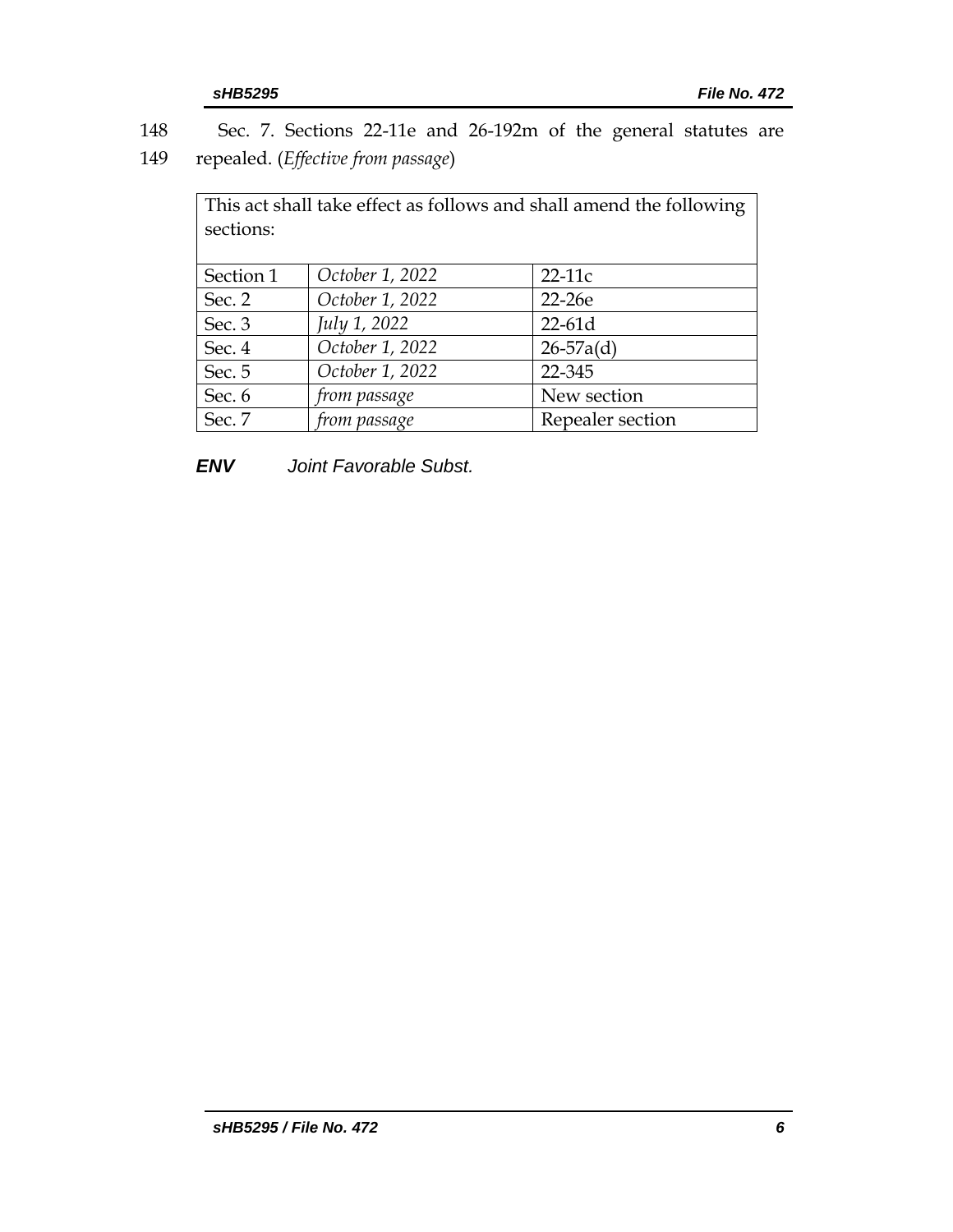148 Sec. 7. Sections 22-11e and 26-192m of the general statutes are
149 repealed. (*Effective from passage*)

| This act shall take effect as follows and shall amend the following sections: | | |
|---|---|---|
| Section 1 | *October 1, 2022* | 22-11c |
| Sec. 2 | *October 1, 2022* | 22-26e |
| Sec. 3 | *July 1, 2022* | 22-61d |
| Sec. 4 | *October 1, 2022* | 26-57a(d) |
| Sec. 5 | *October 1, 2022* | 22-345 |
| Sec. 6 | *from passage* | New section |
| Sec. 7 | *from passage* | Repealer section |

***ENV*** *Joint Favorable Subst.*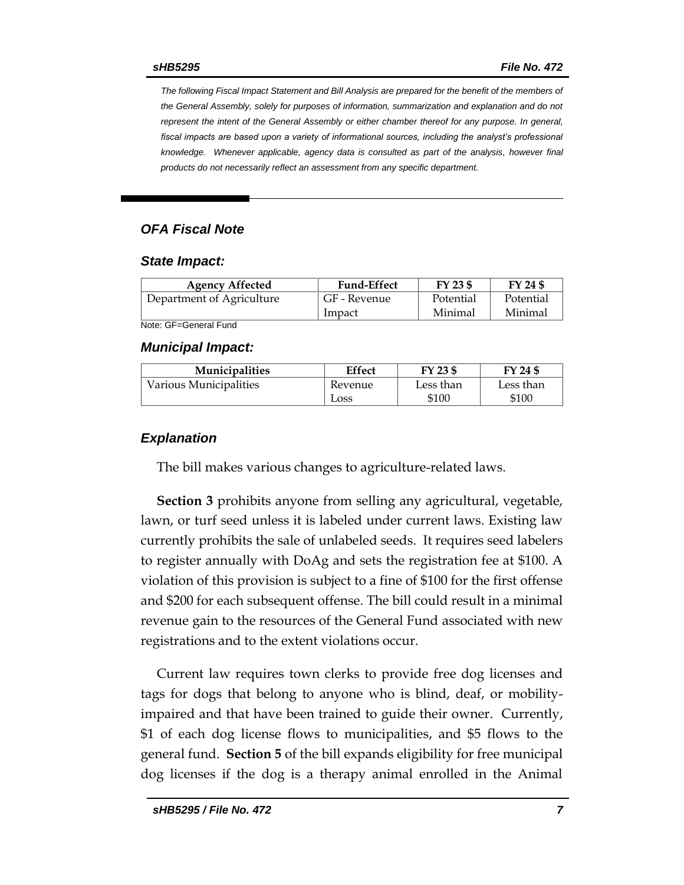*The following Fiscal Impact Statement and Bill Analysis are prepared for the benefit of the members of the General Assembly, solely for purposes of information, summarization and explanation and do not represent the intent of the General Assembly or either chamber thereof for any purpose. In general, fiscal impacts are based upon a variety of informational sources, including the analyst's professional knowledge. Whenever applicable, agency data is consulted as part of the analysis, however final products do not necessarily reflect an assessment from any specific department.*

## *OFA Fiscal Note*

### *State Impact:*

| Agency Affected | Fund-Effect | FY 23 $ | FY 24 $ |
|---|---|---|---|
| Department of Agriculture | GF - Revenue Impact | Potential Minimal | Potential Minimal |

Note: GF=General Fund

### *Municipal Impact:*

| Municipalities | Effect | FY 23 $ | FY 24 $ |
|---|---|---|---|
| Various Municipalities | Revenue Loss | Less than $100 | Less than $100 |

### *Explanation*

The bill makes various changes to agriculture-related laws.

**Section 3** prohibits anyone from selling any agricultural, vegetable, lawn, or turf seed unless it is labeled under current laws. Existing law currently prohibits the sale of unlabeled seeds. It requires seed labelers to register annually with DoAg and sets the registration fee at $100. A violation of this provision is subject to a fine of $100 for the first offense and $200 for each subsequent offense. The bill could result in a minimal revenue gain to the resources of the General Fund associated with new registrations and to the extent violations occur.

Current law requires town clerks to provide free dog licenses and tags for dogs that belong to anyone who is blind, deaf, or mobility-impaired and that have been trained to guide their owner. Currently, $1 of each dog license flows to municipalities, and $5 flows to the general fund. **Section 5** of the bill expands eligibility for free municipal dog licenses if the dog is a therapy animal enrolled in the Animal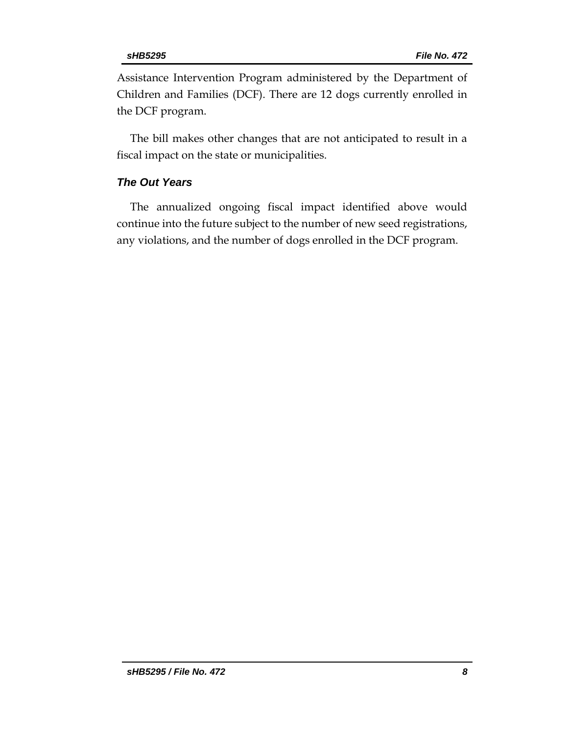Assistance Intervention Program administered by the Department of Children and Families (DCF). There are 12 dogs currently enrolled in the DCF program.

The bill makes other changes that are not anticipated to result in a fiscal impact on the state or municipalities.

### *The Out Years*

The annualized ongoing fiscal impact identified above would continue into the future subject to the number of new seed registrations, any violations, and the number of dogs enrolled in the DCF program.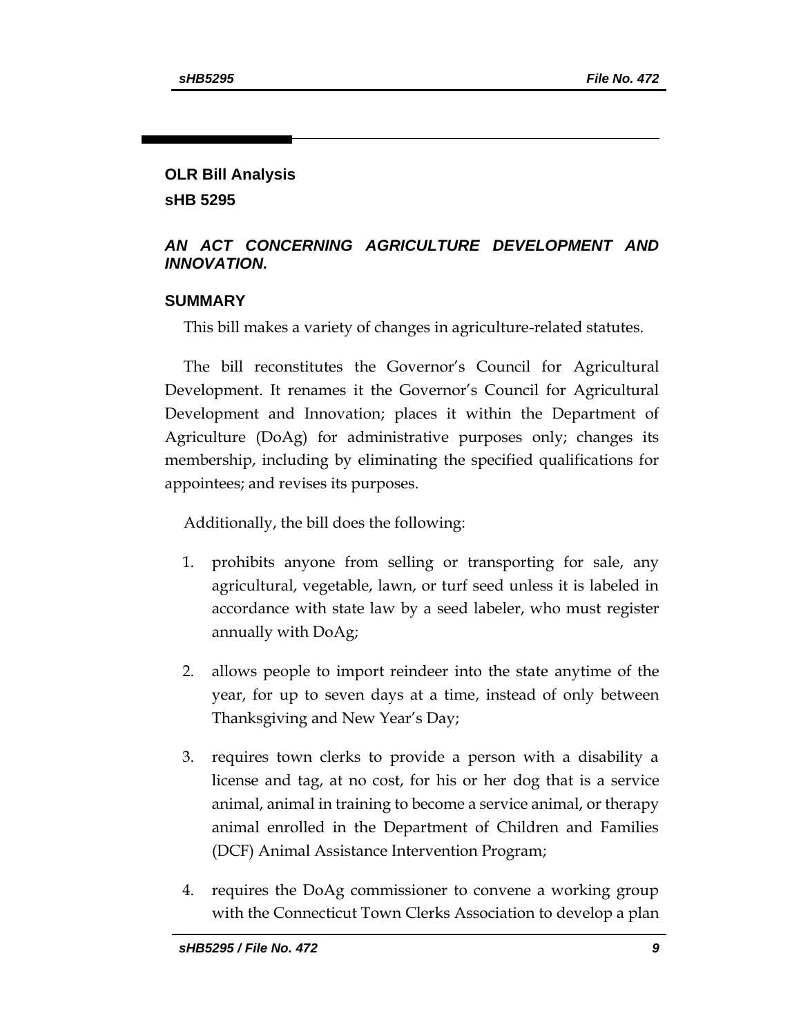## OLR Bill Analysis

## sHB 5295

### *AN ACT CONCERNING AGRICULTURE DEVELOPMENT AND INNOVATION.*

### SUMMARY

This bill makes a variety of changes in agriculture-related statutes.

The bill reconstitutes the Governor's Council for Agricultural Development. It renames it the Governor's Council for Agricultural Development and Innovation; places it within the Department of Agriculture (DoAg) for administrative purposes only; changes its membership, including by eliminating the specified qualifications for appointees; and revises its purposes.

Additionally, the bill does the following:

1. prohibits anyone from selling or transporting for sale, any agricultural, vegetable, lawn, or turf seed unless it is labeled in accordance with state law by a seed labeler, who must register annually with DoAg;
2. allows people to import reindeer into the state anytime of the year, for up to seven days at a time, instead of only between Thanksgiving and New Year's Day;
3. requires town clerks to provide a person with a disability a license and tag, at no cost, for his or her dog that is a service animal, animal in training to become a service animal, or therapy animal enrolled in the Department of Children and Families (DCF) Animal Assistance Intervention Program;
4. requires the DoAg commissioner to convene a working group with the Connecticut Town Clerks Association to develop a plan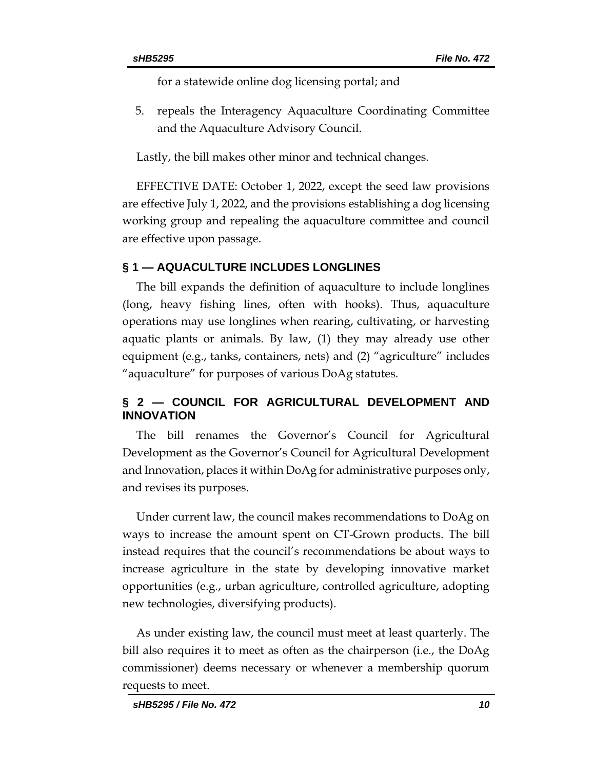for a statewide online dog licensing portal; and

5. repeals the Interagency Aquaculture Coordinating Committee and the Aquaculture Advisory Council.

Lastly, the bill makes other minor and technical changes.

EFFECTIVE DATE: October 1, 2022, except the seed law provisions are effective July 1, 2022, and the provisions establishing a dog licensing working group and repealing the aquaculture committee and council are effective upon passage.

## § 1 — AQUACULTURE INCLUDES LONGLINES

The bill expands the definition of aquaculture to include longlines (long, heavy fishing lines, often with hooks). Thus, aquaculture operations may use longlines when rearing, cultivating, or harvesting aquatic plants or animals. By law, (1) they may already use other equipment (e.g., tanks, containers, nets) and (2) "agriculture" includes "aquaculture" for purposes of various DoAg statutes.

## § 2 — COUNCIL FOR AGRICULTURAL DEVELOPMENT AND INNOVATION

The bill renames the Governor's Council for Agricultural Development as the Governor's Council for Agricultural Development and Innovation, places it within DoAg for administrative purposes only, and revises its purposes.

Under current law, the council makes recommendations to DoAg on ways to increase the amount spent on CT-Grown products. The bill instead requires that the council's recommendations be about ways to increase agriculture in the state by developing innovative market opportunities (e.g., urban agriculture, controlled agriculture, adopting new technologies, diversifying products).

As under existing law, the council must meet at least quarterly. The bill also requires it to meet as often as the chairperson (i.e., the DoAg commissioner) deems necessary or whenever a membership quorum requests to meet.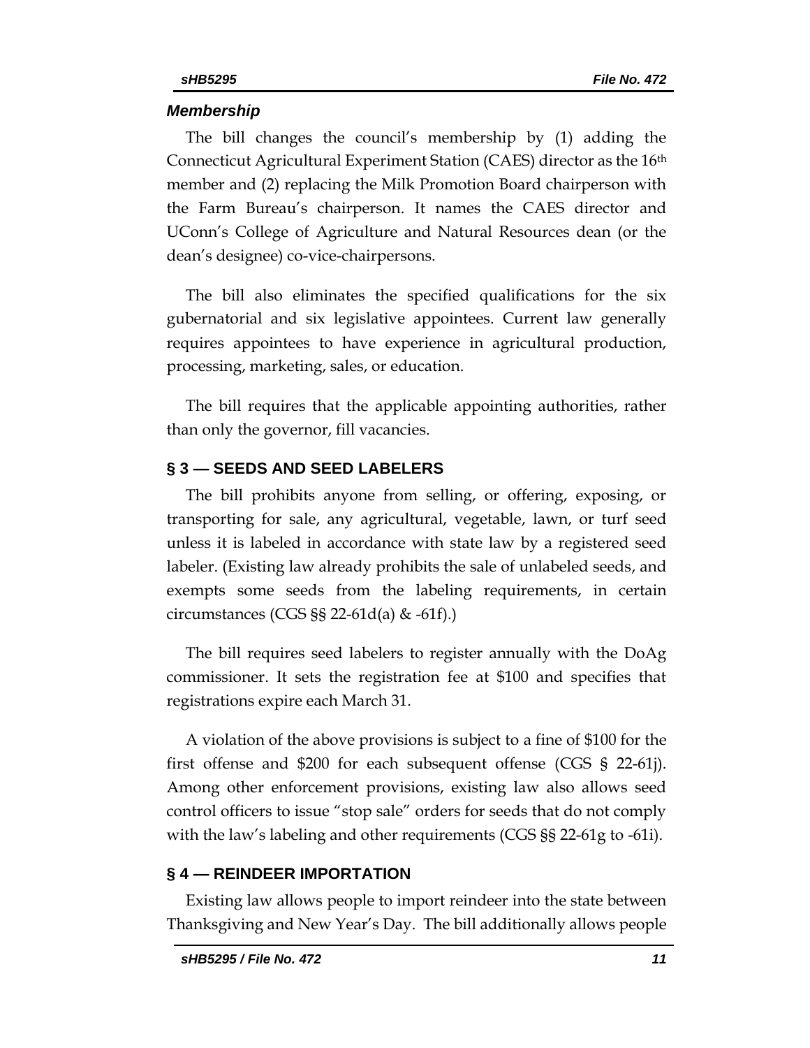### *Membership*

The bill changes the council's membership by (1) adding the Connecticut Agricultural Experiment Station (CAES) director as the 16th member and (2) replacing the Milk Promotion Board chairperson with the Farm Bureau's chairperson. It names the CAES director and UConn's College of Agriculture and Natural Resources dean (or the dean's designee) co-vice-chairpersons.

The bill also eliminates the specified qualifications for the six gubernatorial and six legislative appointees. Current law generally requires appointees to have experience in agricultural production, processing, marketing, sales, or education.

The bill requires that the applicable appointing authorities, rather than only the governor, fill vacancies.

## § 3 — SEEDS AND SEED LABELERS

The bill prohibits anyone from selling, or offering, exposing, or transporting for sale, any agricultural, vegetable, lawn, or turf seed unless it is labeled in accordance with state law by a registered seed labeler. (Existing law already prohibits the sale of unlabeled seeds, and exempts some seeds from the labeling requirements, in certain circumstances (CGS §§ 22-61d(a) & -61f).)

The bill requires seed labelers to register annually with the DoAg commissioner. It sets the registration fee at $100 and specifies that registrations expire each March 31.

A violation of the above provisions is subject to a fine of $100 for the first offense and $200 for each subsequent offense (CGS § 22-61j). Among other enforcement provisions, existing law also allows seed control officers to issue "stop sale" orders for seeds that do not comply with the law's labeling and other requirements (CGS §§ 22-61g to -61i).

## § 4 — REINDEER IMPORTATION

Existing law allows people to import reindeer into the state between Thanksgiving and New Year's Day. The bill additionally allows people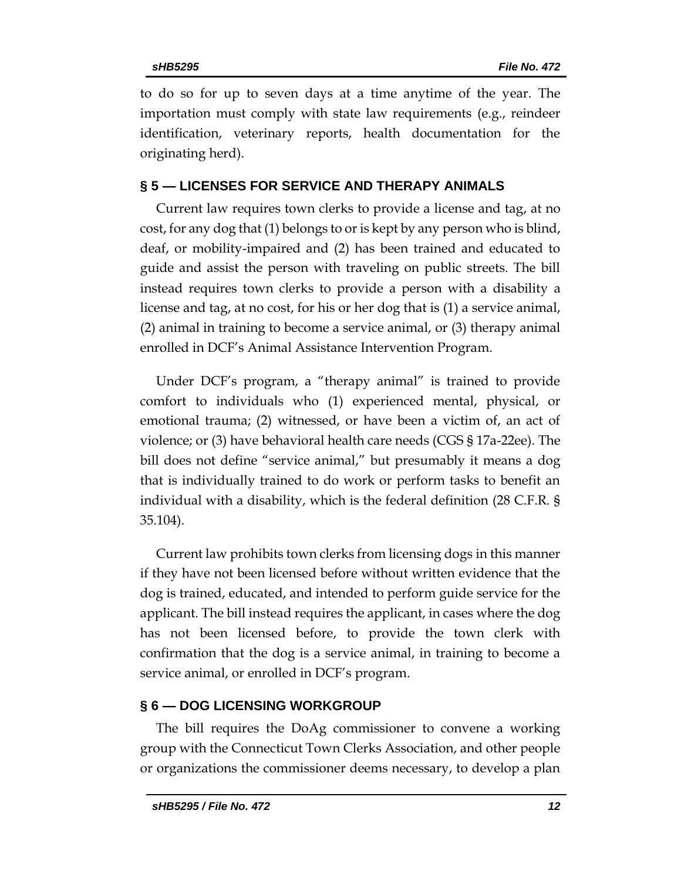to do so for up to seven days at a time anytime of the year. The importation must comply with state law requirements (e.g., reindeer identification, veterinary reports, health documentation for the originating herd).

## § 5 — LICENSES FOR SERVICE AND THERAPY ANIMALS

Current law requires town clerks to provide a license and tag, at no cost, for any dog that (1) belongs to or is kept by any person who is blind, deaf, or mobility-impaired and (2) has been trained and educated to guide and assist the person with traveling on public streets. The bill instead requires town clerks to provide a person with a disability a license and tag, at no cost, for his or her dog that is (1) a service animal, (2) animal in training to become a service animal, or (3) therapy animal enrolled in DCF's Animal Assistance Intervention Program.

Under DCF's program, a "therapy animal" is trained to provide comfort to individuals who (1) experienced mental, physical, or emotional trauma; (2) witnessed, or have been a victim of, an act of violence; or (3) have behavioral health care needs (CGS § 17a-22ee). The bill does not define "service animal," but presumably it means a dog that is individually trained to do work or perform tasks to benefit an individual with a disability, which is the federal definition (28 C.F.R. § 35.104).

Current law prohibits town clerks from licensing dogs in this manner if they have not been licensed before without written evidence that the dog is trained, educated, and intended to perform guide service for the applicant. The bill instead requires the applicant, in cases where the dog has not been licensed before, to provide the town clerk with confirmation that the dog is a service animal, in training to become a service animal, or enrolled in DCF's program.

## § 6 — DOG LICENSING WORKGROUP

The bill requires the DoAg commissioner to convene a working group with the Connecticut Town Clerks Association, and other people or organizations the commissioner deems necessary, to develop a plan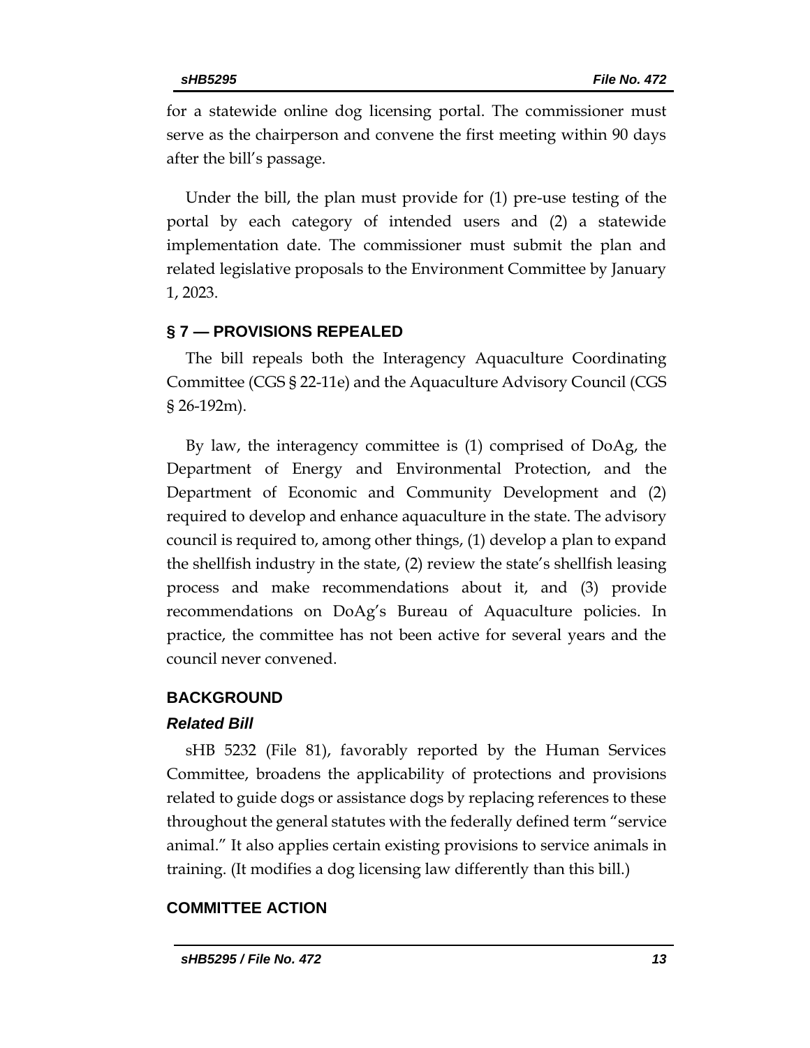for a statewide online dog licensing portal. The commissioner must serve as the chairperson and convene the first meeting within 90 days after the bill's passage.

Under the bill, the plan must provide for (1) pre-use testing of the portal by each category of intended users and (2) a statewide implementation date. The commissioner must submit the plan and related legislative proposals to the Environment Committee by January 1, 2023.

## § 7 — PROVISIONS REPEALED

The bill repeals both the Interagency Aquaculture Coordinating Committee (CGS § 22-11e) and the Aquaculture Advisory Council (CGS § 26-192m).

By law, the interagency committee is (1) comprised of DoAg, the Department of Energy and Environmental Protection, and the Department of Economic and Community Development and (2) required to develop and enhance aquaculture in the state. The advisory council is required to, among other things, (1) develop a plan to expand the shellfish industry in the state, (2) review the state's shellfish leasing process and make recommendations about it, and (3) provide recommendations on DoAg's Bureau of Aquaculture policies. In practice, the committee has not been active for several years and the council never convened.

## BACKGROUND

### *Related Bill*

sHB 5232 (File 81), favorably reported by the Human Services Committee, broadens the applicability of protections and provisions related to guide dogs or assistance dogs by replacing references to these throughout the general statutes with the federally defined term "service animal." It also applies certain existing provisions to service animals in training. (It modifies a dog licensing law differently than this bill.)

## COMMITTEE ACTION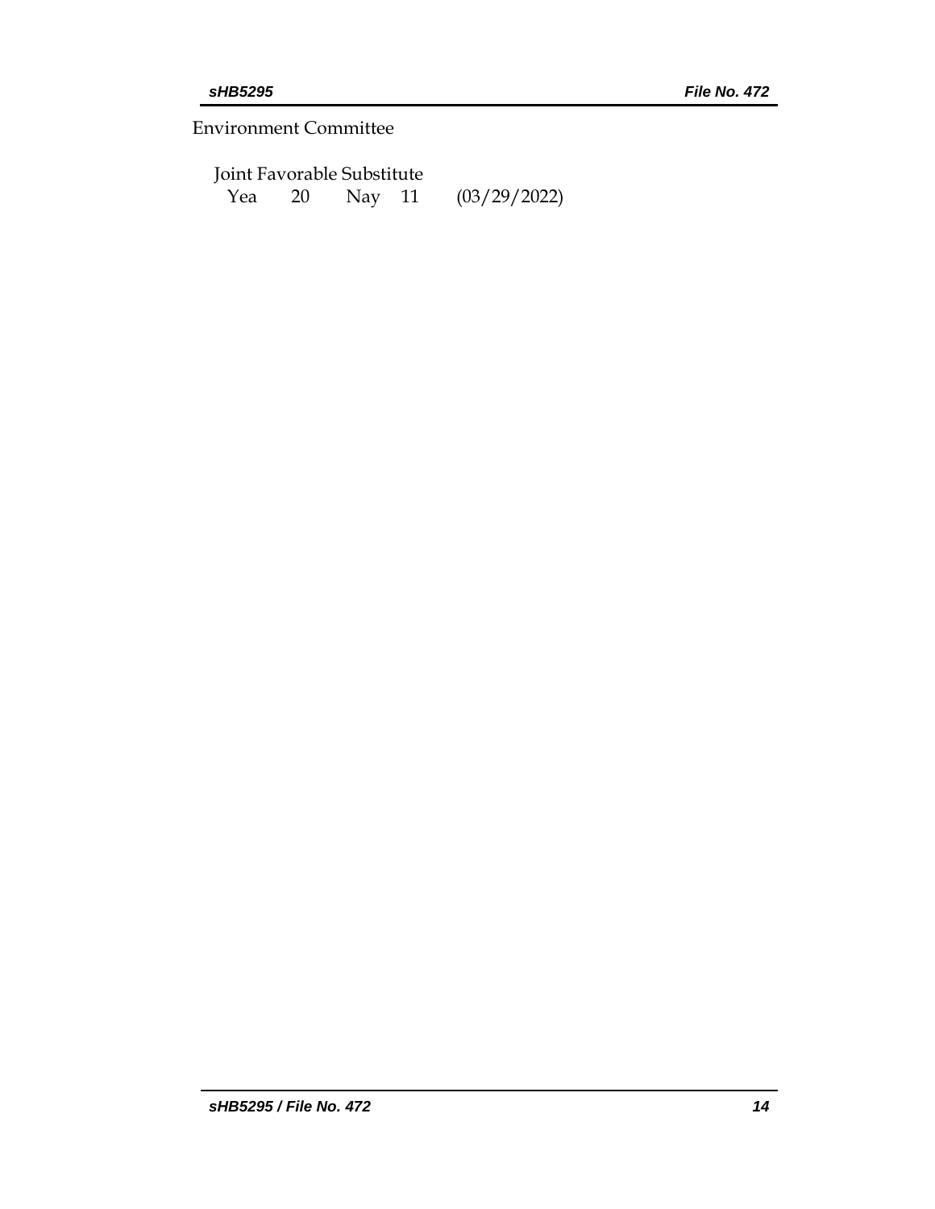Environment Committee

Joint Favorable Substitute

| | | | | |
|---|---|---|---|---|
| Yea | 20 | Nay | 11 | (03/29/2022) |